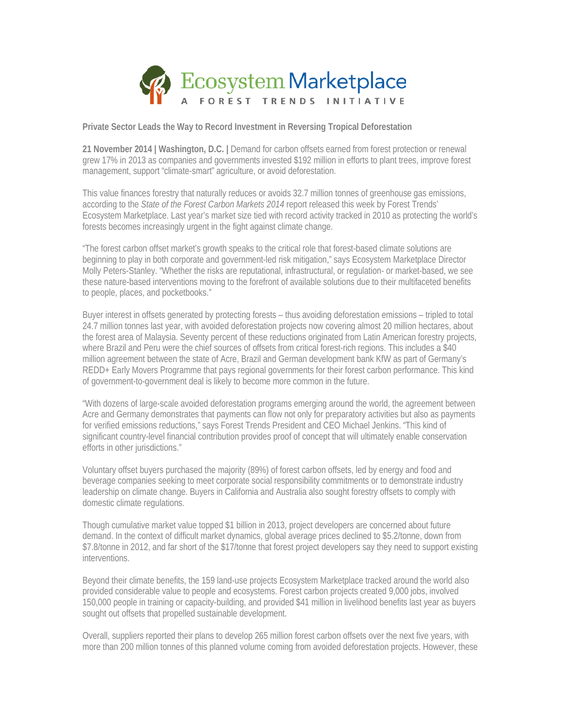Ecosystem Marketplace

A FOREST TRENDS INITIATIVE

**Private Sector Leads the Way to Record Investment in Reversing Tropical Deforestation**

**21 November 2014 | Washington, D.C. |** Demand for carbon offsets earned from forest protection or renewal grew 17% in 2013 as companies and governments invested $192 million in efforts to plant trees, improve forest management, support "climate-smart" agriculture, or avoid deforestation.

This value finances forestry that naturally reduces or avoids 32.7 million tonnes of greenhouse gas emissions, according to the *State of the Forest Carbon Markets 2014* report released this week by Forest Trends' Ecosystem Marketplace. Last year's market size tied with record activity tracked in 2010 as protecting the world's forests becomes increasingly urgent in the fight against climate change.

"The forest carbon offset market's growth speaks to the critical role that forest-based climate solutions are beginning to play in both corporate and government-led risk mitigation," says Ecosystem Marketplace Director Molly Peters-Stanley. "Whether the risks are reputational, infrastructural, or regulation- or market-based, we see these nature-based interventions moving to the forefront of available solutions due to their multifaceted benefits to people, places, and pocketbooks."

Buyer interest in offsets generated by protecting forests – thus avoiding deforestation emissions – tripled to total 24.7 million tonnes last year, with avoided deforestation projects now covering almost 20 million hectares, about the forest area of Malaysia. Seventy percent of these reductions originated from Latin American forestry projects, where Brazil and Peru were the chief sources of offsets from critical forest-rich regions. This includes a $40 million agreement between the state of Acre, Brazil and German development bank KfW as part of Germany's REDD+ Early Movers Programme that pays regional governments for their forest carbon performance. This kind of government-to-government deal is likely to become more common in the future.

"With dozens of large-scale avoided deforestation programs emerging around the world, the agreement between Acre and Germany demonstrates that payments can flow not only for preparatory activities but also as payments for verified emissions reductions," says Forest Trends President and CEO Michael Jenkins. "This kind of significant country-level financial contribution provides proof of concept that will ultimately enable conservation efforts in other jurisdictions."

Voluntary offset buyers purchased the majority (89%) of forest carbon offsets, led by energy and food and beverage companies seeking to meet corporate social responsibility commitments or to demonstrate industry leadership on climate change. Buyers in California and Australia also sought forestry offsets to comply with domestic climate regulations.

Though cumulative market value topped $1 billion in 2013, project developers are concerned about future demand. In the context of difficult market dynamics, global average prices declined to $5.2/tonne, down from $7.8/tonne in 2012, and far short of the $17/tonne that forest project developers say they need to support existing interventions.

Beyond their climate benefits, the 159 land-use projects Ecosystem Marketplace tracked around the world also provided considerable value to people and ecosystems. Forest carbon projects created 9,000 jobs, involved 150,000 people in training or capacity-building, and provided $41 million in livelihood benefits last year as buyers sought out offsets that propelled sustainable development.

Overall, suppliers reported their plans to develop 265 million forest carbon offsets over the next five years, with more than 200 million tonnes of this planned volume coming from avoided deforestation projects. However, these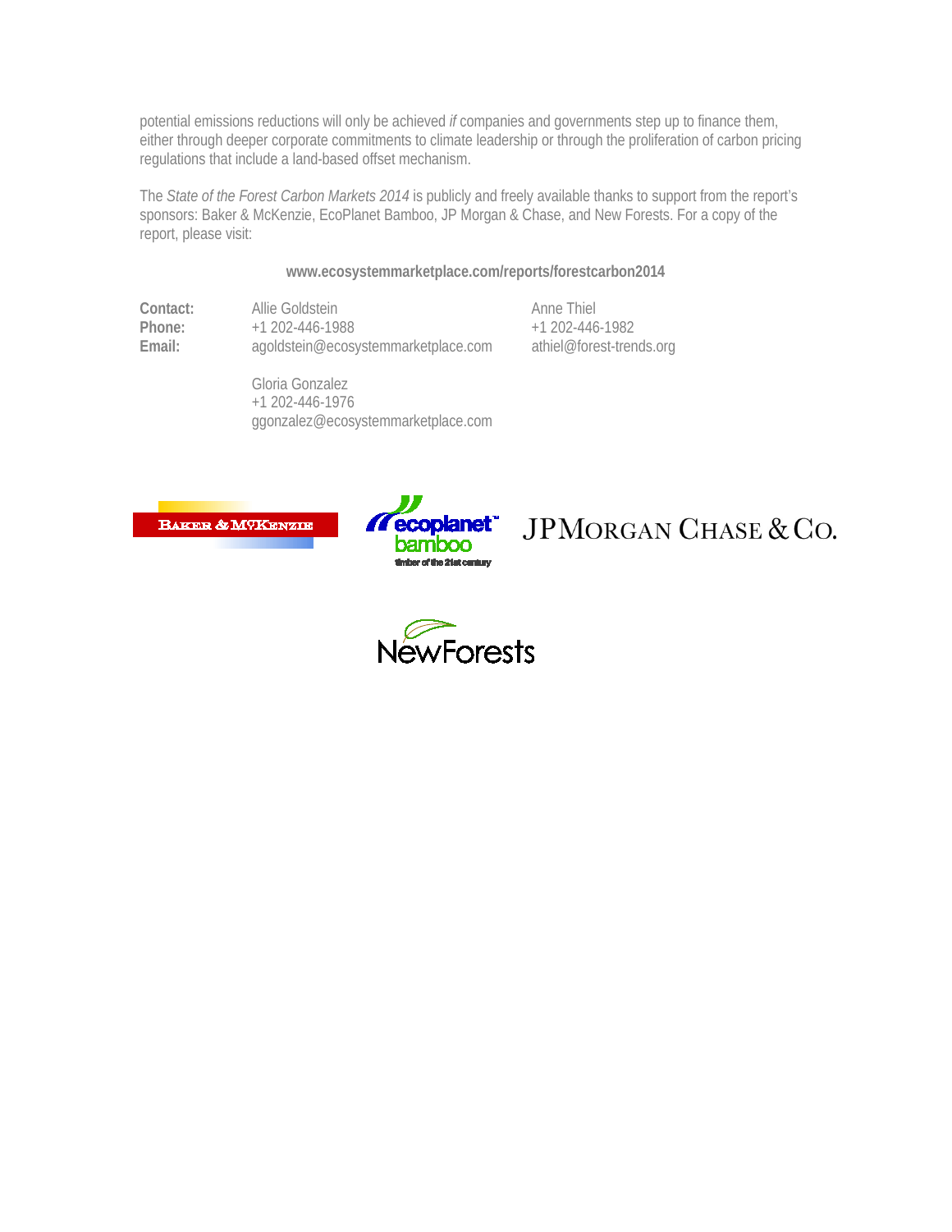potential emissions reductions will only be achieved *if* companies and governments step up to finance them, either through deeper corporate commitments to climate leadership or through the proliferation of carbon pricing regulations that include a land-based offset mechanism.

The *State of the Forest Carbon Markets 2014* is publicly and freely available thanks to support from the report's sponsors: Baker & McKenzie, EcoPlanet Bamboo, JP Morgan & Chase, and New Forests. For a copy of the report, please visit:

**www.ecosystemmarketplace.com/reports/forestcarbon2014**

| | | |
|---|---|---|
| **Contact:** | Allie Goldstein | Anne Thiel |
| **Phone:** | +1 202-446-1988 | +1 202-446-1982 |
| **Email:** | agoldstein@ecosystemmarketplace.com | athiel@forest-trends.org |
| | Gloria Gonzalez | |
| | +1 202-446-1976 | |
| | ggonzalez@ecosystemmarketplace.com | |

BAKER & MCKENZIE

ecoplanet™ bamboo
timber of the 21st century

JPMORGAN CHASE & CO.

NewForests